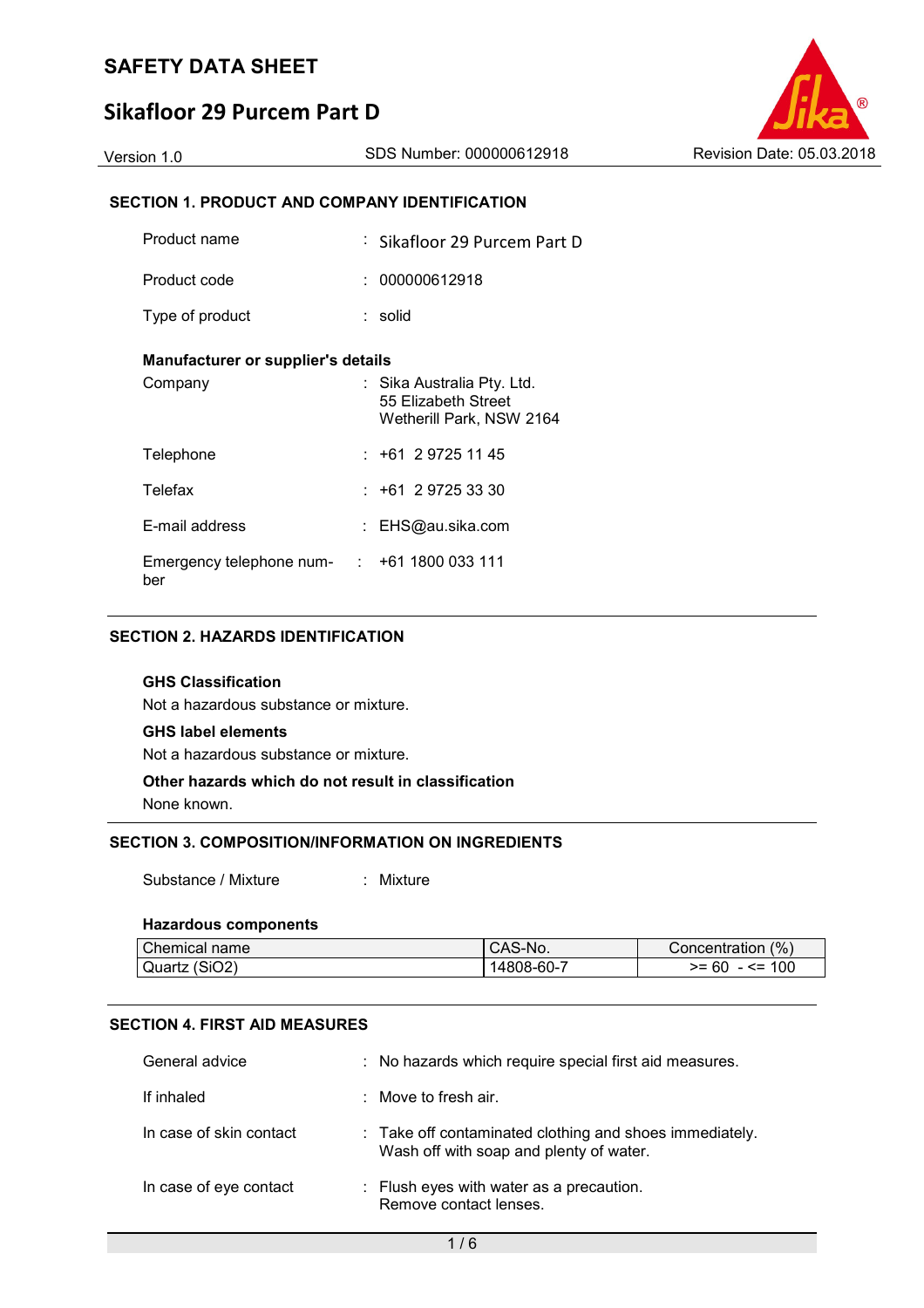# SAFETY DATA SHEET

# Sikafloor 29 Purcem Part D

Version 1.0 SDS Number: 000000612918 Revision Date: 05.03.2018

## SECTION 1. PRODUCT AND COMPANY IDENTIFICATION

Product name : Sikafloor 29 Purcem Part D

Product code : 000000612918

Type of product : solid

**Manufacturer or supplier's details**

Company : Sika Australia Pty. Ltd.
55 Elizabeth Street
Wetherill Park, NSW 2164

Telephone : +61 2 9725 11 45

Telefax : +61 2 9725 33 30

E-mail address : EHS@au.sika.com

Emergency telephone number : +61 1800 033 111

## SECTION 2. HAZARDS IDENTIFICATION

**GHS Classification**

Not a hazardous substance or mixture.

**GHS label elements**

Not a hazardous substance or mixture.

**Other hazards which do not result in classification**

None known.

## SECTION 3. COMPOSITION/INFORMATION ON INGREDIENTS

Substance / Mixture : Mixture

**Hazardous components**

| Chemical name | CAS-No. | Concentration (%) |
|---|---|---|
| Quartz (SiO2) | 14808-60-7 | >= 60 - <= 100 |

## SECTION 4. FIRST AID MEASURES

General advice : No hazards which require special first aid measures.

If inhaled : Move to fresh air.

In case of skin contact : Take off contaminated clothing and shoes immediately.
Wash off with soap and plenty of water.

In case of eye contact : Flush eyes with water as a precaution.
Remove contact lenses.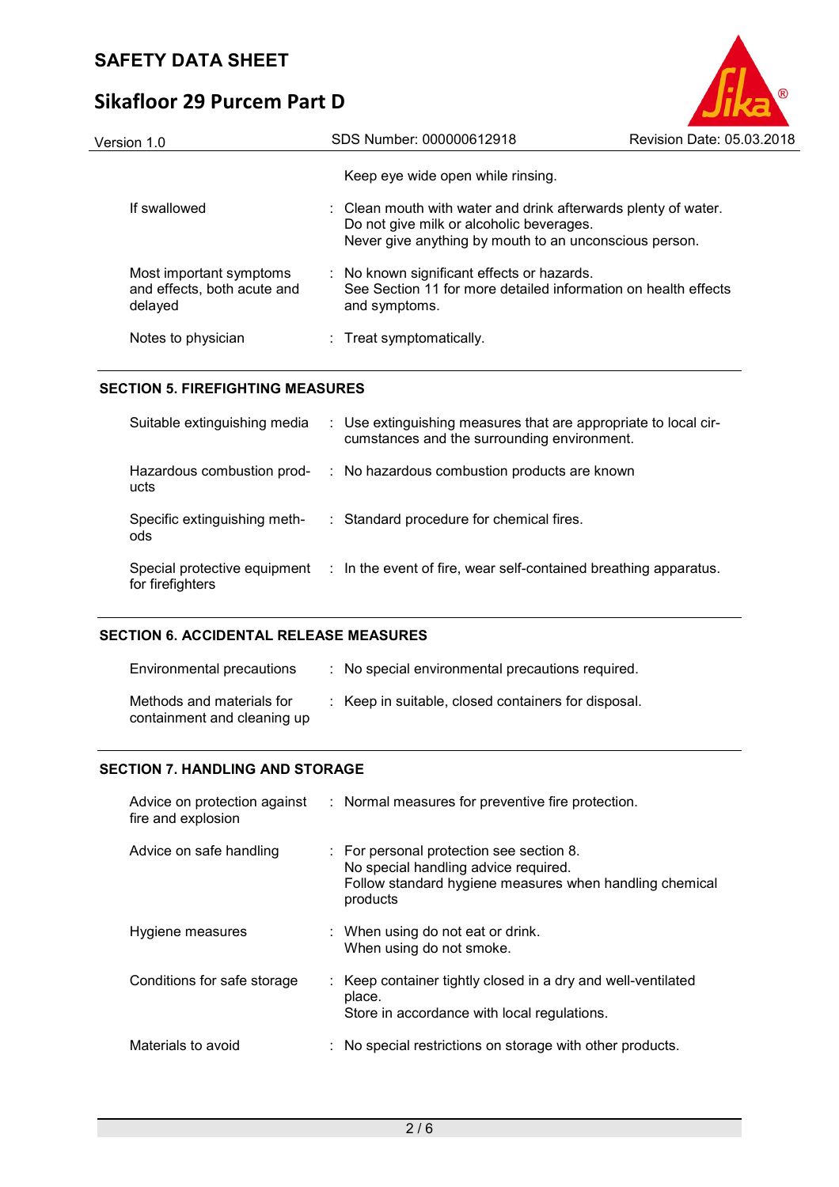| | |
|---|---|
| | Keep eye wide open while rinsing. |
| If swallowed | Clean mouth with water and drink afterwards plenty of water. Do not give milk or alcoholic beverages. Never give anything by mouth to an unconscious person. |
| Most important symptoms and effects, both acute and delayed | No known significant effects or hazards. See Section 11 for more detailed information on health effects and symptoms. |
| Notes to physician | Treat symptomatically. |

## SECTION 5. FIREFIGHTING MEASURES

| | |
|---|---|
| Suitable extinguishing media | Use extinguishing measures that are appropriate to local circumstances and the surrounding environment. |
| Hazardous combustion products | No hazardous combustion products are known |
| Specific extinguishing methods | Standard procedure for chemical fires. |
| Special protective equipment for firefighters | In the event of fire, wear self-contained breathing apparatus. |

## SECTION 6. ACCIDENTAL RELEASE MEASURES

| | |
|---|---|
| Environmental precautions | No special environmental precautions required. |
| Methods and materials for containment and cleaning up | Keep in suitable, closed containers for disposal. |

## SECTION 7. HANDLING AND STORAGE

| | |
|---|---|
| Advice on protection against fire and explosion | Normal measures for preventive fire protection. |
| Advice on safe handling | For personal protection see section 8. No special handling advice required. Follow standard hygiene measures when handling chemical products |
| Hygiene measures | When using do not eat or drink. When using do not smoke. |
| Conditions for safe storage | Keep container tightly closed in a dry and well-ventilated place. Store in accordance with local regulations. |
| Materials to avoid | No special restrictions on storage with other products. |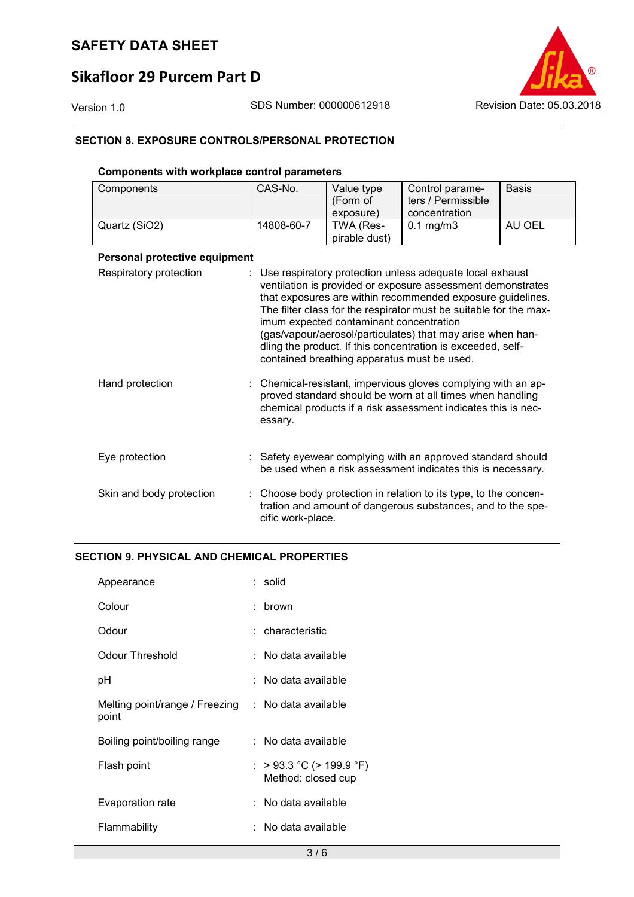## SECTION 8. EXPOSURE CONTROLS/PERSONAL PROTECTION

### Components with workplace control parameters

| Components | CAS-No. | Value type (Form of exposure) | Control parameters / Permissible concentration | Basis |
|---|---|---|---|---|
| Quartz ($SiO_2$) | 14808-60-7 | TWA (Respirable dust) | 0.1 mg/m3 | AU OEL |

### Personal protective equipment

Respiratory protection : Use respiratory protection unless adequate local exhaust ventilation is provided or exposure assessment demonstrates that exposures are within recommended exposure guidelines. The filter class for the respirator must be suitable for the maximum expected contaminant concentration (gas/vapour/aerosol/particulates) that may arise when handling the product. If this concentration is exceeded, self-contained breathing apparatus must be used.

Hand protection : Chemical-resistant, impervious gloves complying with an approved standard should be worn at all times when handling chemical products if a risk assessment indicates this is necessary.

Eye protection : Safety eyewear complying with an approved standard should be used when a risk assessment indicates this is necessary.

Skin and body protection : Choose body protection in relation to its type, to the concentration and amount of dangerous substances, and to the specific work-place.

## SECTION 9. PHYSICAL AND CHEMICAL PROPERTIES

Appearance : solid

Colour : brown

Odour : characteristic

Odour Threshold : No data available

pH : No data available

Melting point/range / Freezing point : No data available

Boiling point/boiling range : No data available

Flash point : > 93.3 °C (> 199.9 °F)
Method: closed cup

Evaporation rate : No data available

Flammability : No data available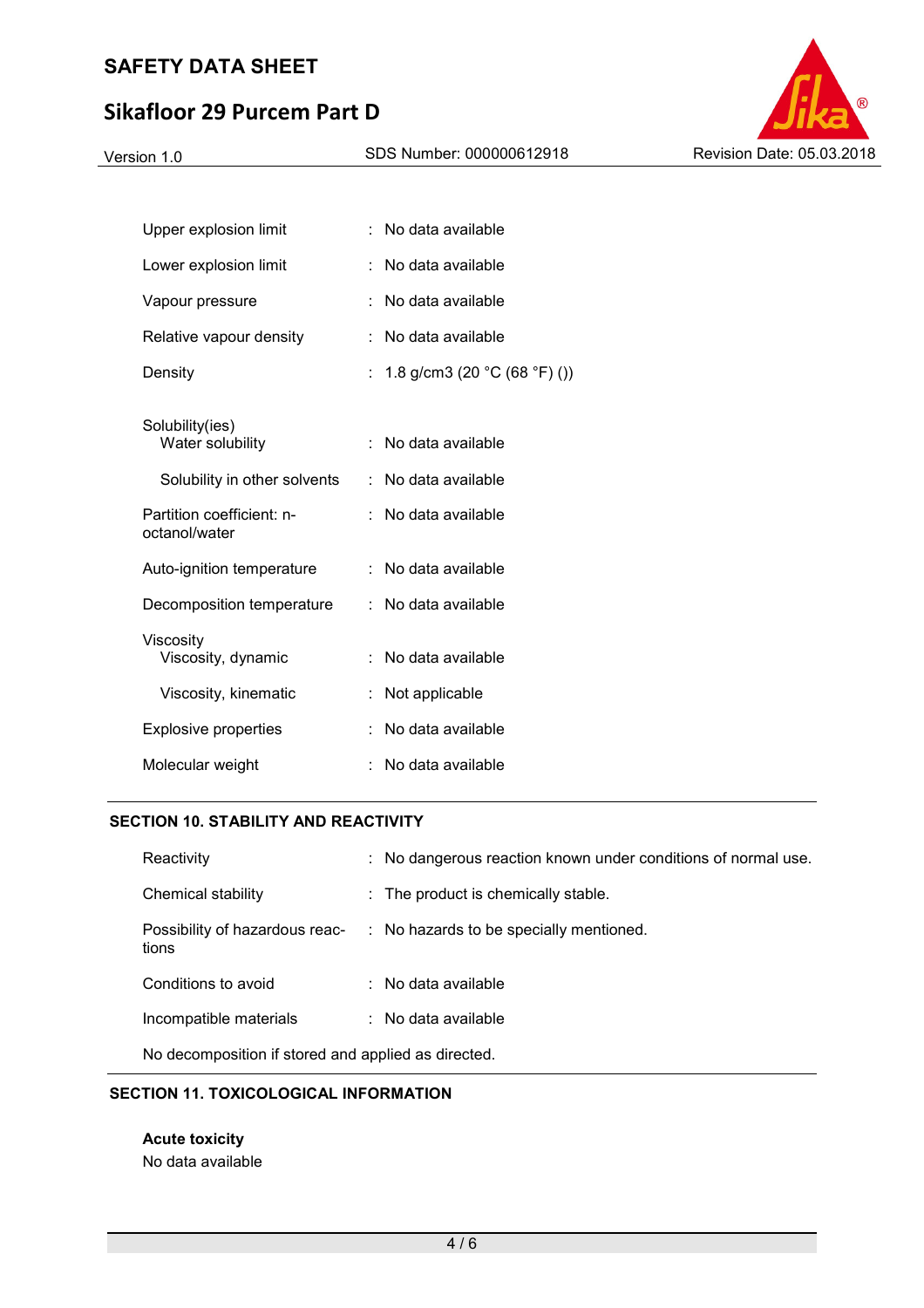| | | |
|---|---|---|
| Upper explosion limit | : | No data available |
| Lower explosion limit | : | No data available |
| Vapour pressure | : | No data available |
| Relative vapour density | : | No data available |
| Density | : | 1.8 g/cm3 (20 °C (68 °F) ()) |
| Solubility(ies) | | |
| Water solubility | : | No data available |
| Solubility in other solvents | : | No data available |
| Partition coefficient: n-octanol/water | : | No data available |
| Auto-ignition temperature | : | No data available |
| Decomposition temperature | : | No data available |
| Viscosity | | |
| Viscosity, dynamic | : | No data available |
| Viscosity, kinematic | : | Not applicable |
| Explosive properties | : | No data available |
| Molecular weight | : | No data available |

## SECTION 10. STABILITY AND REACTIVITY

| | | |
|---|---|---|
| Reactivity | : | No dangerous reaction known under conditions of normal use. |
| Chemical stability | : | The product is chemically stable. |
| Possibility of hazardous reactions | : | No hazards to be specially mentioned. |
| Conditions to avoid | : | No data available |
| Incompatible materials | : | No data available |

No decomposition if stored and applied as directed.

## SECTION 11. TOXICOLOGICAL INFORMATION

**Acute toxicity**

No data available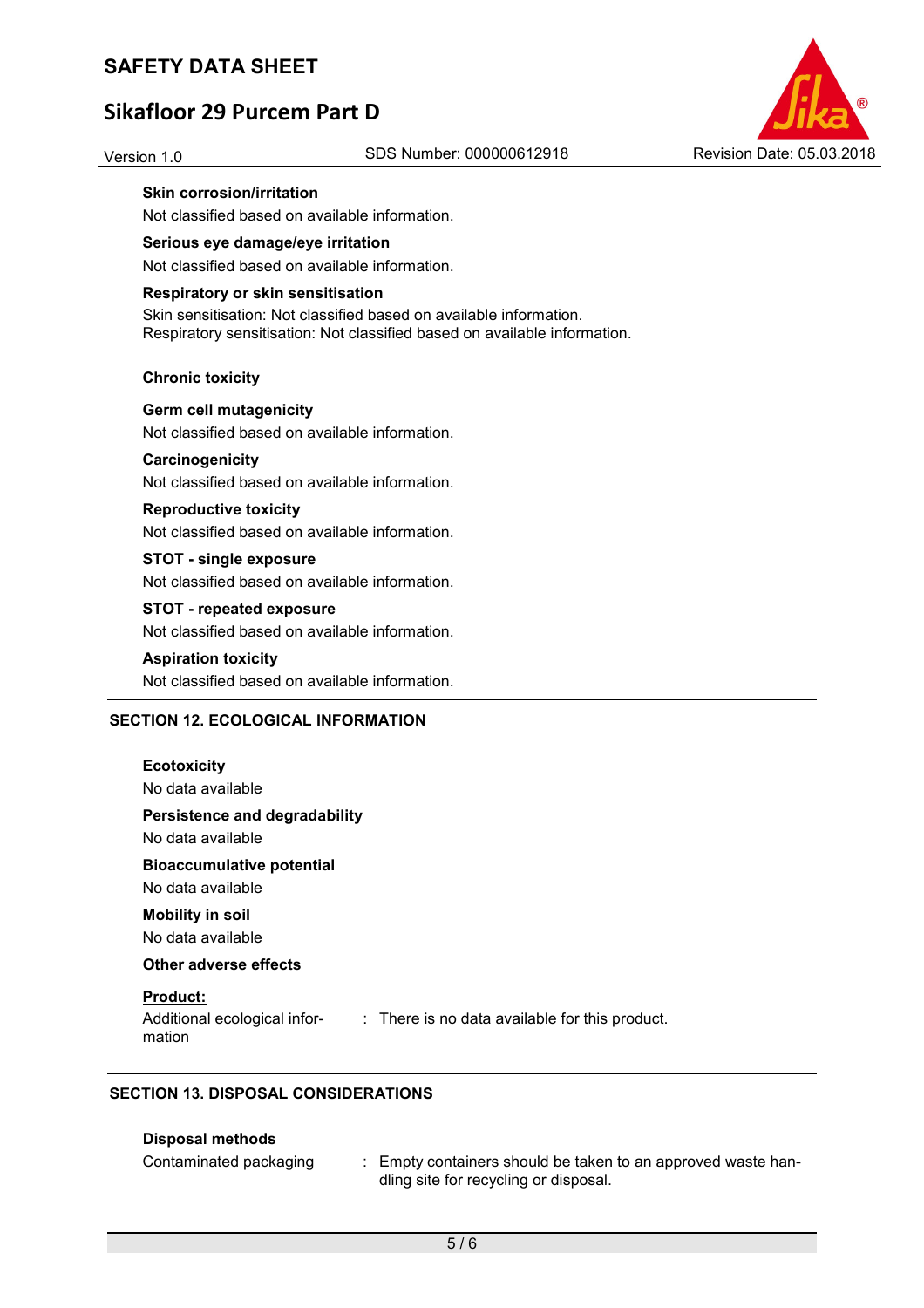**Skin corrosion/irritation**

Not classified based on available information.

**Serious eye damage/eye irritation**

Not classified based on available information.

**Respiratory or skin sensitisation**

Skin sensitisation: Not classified based on available information.
Respiratory sensitisation: Not classified based on available information.

**Chronic toxicity**

**Germ cell mutagenicity**

Not classified based on available information.

**Carcinogenicity**

Not classified based on available information.

**Reproductive toxicity**

Not classified based on available information.

**STOT - single exposure**

Not classified based on available information.

**STOT - repeated exposure**

Not classified based on available information.

**Aspiration toxicity**

Not classified based on available information.

## SECTION 12. ECOLOGICAL INFORMATION

**Ecotoxicity**

No data available

**Persistence and degradability**

No data available

**Bioaccumulative potential**

No data available

**Mobility in soil**

No data available

**Other adverse effects**

**Product:**

Additional ecological information : There is no data available for this product.

## SECTION 13. DISPOSAL CONSIDERATIONS

**Disposal methods**

Contaminated packaging : Empty containers should be taken to an approved waste handling site for recycling or disposal.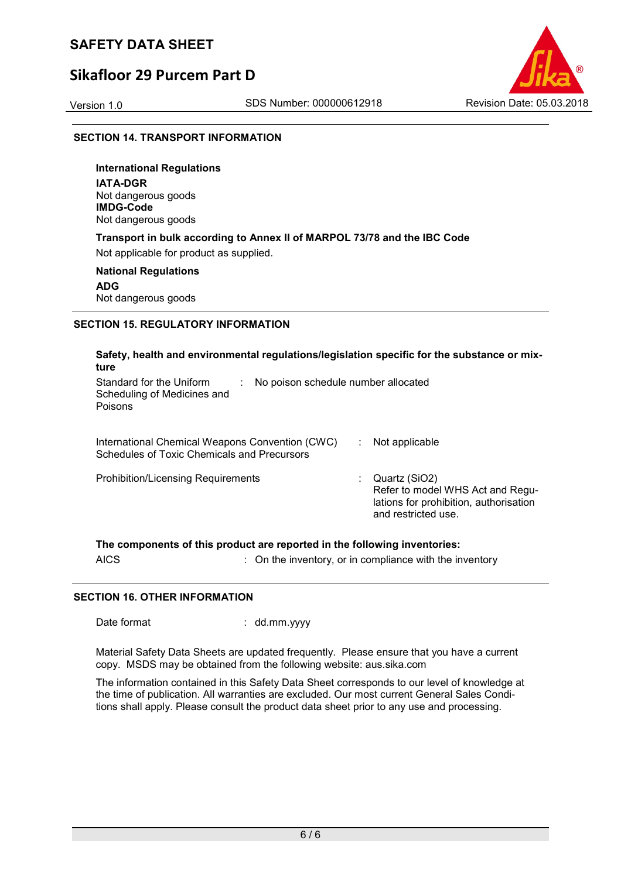## SECTION 14. TRANSPORT INFORMATION

**International Regulations**

**IATA-DGR**
Not dangerous goods

**IMDG-Code**
Not dangerous goods

**Transport in bulk according to Annex II of MARPOL 73/78 and the IBC Code**

Not applicable for product as supplied.

**National Regulations**

**ADG**
Not dangerous goods

## SECTION 15. REGULATORY INFORMATION

**Safety, health and environmental regulations/legislation specific for the substance or mixture**

| | |
|---|---|
| Standard for the Uniform Scheduling of Medicines and Poisons | : No poison schedule number allocated |
| International Chemical Weapons Convention (CWC) Schedules of Toxic Chemicals and Precursors | : Not applicable |
| Prohibition/Licensing Requirements | : Quartz ($SiO_2$) Refer to model WHS Act and Regulations for prohibition, authorisation and restricted use. |

**The components of this product are reported in the following inventories:**

| | |
|---|---|
| AICS | : On the inventory, or in compliance with the inventory |

## SECTION 16. OTHER INFORMATION

| | |
|---|---|
| Date format | : dd.mm.yyyy |

Material Safety Data Sheets are updated frequently. Please ensure that you have a current copy. MSDS may be obtained from the following website: aus.sika.com

The information contained in this Safety Data Sheet corresponds to our level of knowledge at the time of publication. All warranties are excluded. Our most current General Sales Conditions shall apply. Please consult the product data sheet prior to any use and processing.